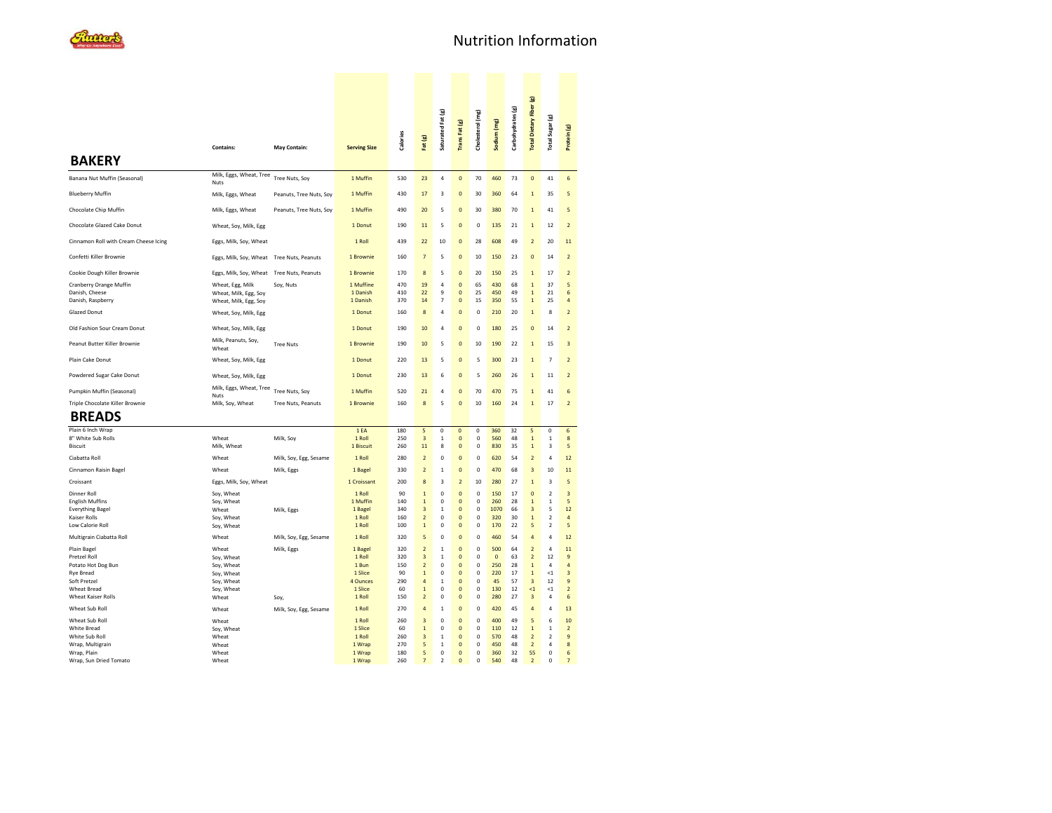# Nutrition Information

## BAKERY

| | Contains: | May Contain: | Serving Size | Calories | Fat (g) | Saturated Fat (g) | Trans Fat (g) | Cholesterol (mg) | Sodium (mg) | Carbohydrates (g) | Total Dietary Fiber (g) | Total Sugar (g) | Protein (g) |
|---|---|---|---|---|---|---|---|---|---|---|---|---|---|
| Banana Nut Muffin (Seasonal) | Milk, Eggs, Wheat, Tree Nuts | Tree Nuts, Soy | 1 Muffin | 530 | 23 | 4 | 0 | 70 | 460 | 73 | 0 | 41 | 6 |
| Blueberry Muffin | Milk, Eggs, Wheat | Peanuts, Tree Nuts, Soy | 1 Muffin | 430 | 17 | 3 | 0 | 30 | 360 | 64 | 1 | 35 | 5 |
| Chocolate Chip Muffin | Milk, Eggs, Wheat | Peanuts, Tree Nuts, Soy | 1 Muffin | 490 | 20 | 5 | 0 | 30 | 380 | 70 | 1 | 41 | 5 |
| Chocolate Glazed Cake Donut | Wheat, Soy, Milk, Egg | | 1 Donut | 190 | 11 | 5 | 0 | 0 | 135 | 21 | 1 | 12 | 2 |
| Cinnamon Roll with Cream Cheese Icing | Eggs, Milk, Soy, Wheat | | 1 Roll | 439 | 22 | 10 | 0 | 28 | 608 | 49 | 2 | 20 | 11 |
| Confetti Killer Brownie | Eggs, Milk, Soy, Wheat | Tree Nuts, Peanuts | 1 Brownie | 160 | 7 | 5 | 0 | 10 | 150 | 23 | 0 | 14 | 2 |
| Cookie Dough Killer Brownie | Eggs, Milk, Soy, Wheat | Tree Nuts, Peanuts | 1 Brownie | 170 | 8 | 5 | 0 | 20 | 150 | 25 | 1 | 17 | 2 |
| Cranberry Orange Muffin | Wheat, Egg, Milk | Soy, Nuts | 1 Muffine | 470 | 19 | 4 | 0 | 65 | 430 | 68 | 1 | 37 | 5 |
| Danish, Cheese | Wheat, Milk, Egg, Soy | | 1 Danish | 410 | 22 | 9 | 0 | 25 | 450 | 49 | 1 | 21 | 6 |
| Danish, Raspberry | Wheat, Milk, Egg, Soy | | 1 Danish | 370 | 14 | 7 | 0 | 15 | 350 | 55 | 1 | 25 | 4 |
| Glazed Donut | Wheat, Soy, Milk, Egg | | 1 Donut | 160 | 8 | 4 | 0 | 0 | 210 | 20 | 1 | 8 | 2 |
| Old Fashion Sour Cream Donut | Wheat, Soy, Milk, Egg | | 1 Donut | 190 | 10 | 4 | 0 | 0 | 180 | 25 | 0 | 14 | 2 |
| Peanut Butter Killer Brownie | Milk, Peanuts, Soy, Wheat | Tree Nuts | 1 Brownie | 190 | 10 | 5 | 0 | 10 | 190 | 22 | 1 | 15 | 3 |
| Plain Cake Donut | Wheat, Soy, Milk, Egg | | 1 Donut | 220 | 13 | 5 | 0 | 5 | 300 | 23 | 1 | 7 | 2 |
| Powdered Sugar Cake Donut | Wheat, Soy, Milk, Egg | | 1 Donut | 230 | 13 | 6 | 0 | 5 | 260 | 26 | 1 | 11 | 2 |
| Pumpkin Muffin (Seasonal) | Milk, Eggs, Wheat, Tree Nuts | Tree Nuts, Soy | 1 Muffin | 520 | 21 | 4 | 0 | 70 | 470 | 75 | 1 | 41 | 6 |
| Triple Chocolate Killer Brownie | Milk, Soy, Wheat | Tree Nuts, Peanuts | 1 Brownie | 160 | 8 | 5 | 0 | 10 | 160 | 24 | 1 | 17 | 2 |

## BREADS

| | Contains: | May Contain: | Serving Size | Calories | Fat (g) | Saturated Fat (g) | Trans Fat (g) | Cholesterol (mg) | Sodium (mg) | Carbohydrates (g) | Total Dietary Fiber (g) | Total Sugar (g) | Protein (g) |
|---|---|---|---|---|---|---|---|---|---|---|---|---|---|
| Plain 6 Inch Wrap | | | 1 EA | 180 | 5 | 0 | 0 | 0 | 360 | 32 | 5 | 0 | 6 |
| 8" White Sub Rolls | Wheat | Milk, Soy | 1 Roll | 250 | 3 | 1 | 0 | 0 | 560 | 48 | 1 | 1 | 8 |
| Biscuit | Milk, Wheat | | 1 Biscuit | 260 | 11 | 8 | 0 | 0 | 830 | 35 | 1 | 3 | 5 |
| Ciabatta Roll | Wheat | Milk, Soy, Egg, Sesame | 1 Roll | 280 | 2 | 0 | 0 | 0 | 620 | 54 | 2 | 4 | 12 |
| Cinnamon Raisin Bagel | Wheat | Milk, Eggs | 1 Bagel | 330 | 2 | 1 | 0 | 0 | 470 | 68 | 3 | 10 | 11 |
| Croissant | Eggs, Milk, Soy, Wheat | | 1 Croissant | 200 | 8 | 3 | 2 | 10 | 280 | 27 | 1 | 3 | 5 |
| Dinner Roll | Soy, Wheat | | 1 Roll | 90 | 1 | 0 | 0 | 0 | 150 | 17 | 0 | 2 | 3 |
| English Muffins | Soy, Wheat | | 1 Muffin | 140 | 1 | 0 | 0 | 0 | 260 | 28 | 1 | 1 | 5 |
| Everything Bagel | Wheat | Milk, Eggs | 1 Bagel | 340 | 3 | 1 | 0 | 0 | 1070 | 66 | 3 | 5 | 12 |
| Kaiser Rolls | Soy, Wheat | | 1 Roll | 160 | 2 | 0 | 0 | 0 | 320 | 30 | 1 | 2 | 4 |
| Low Calorie Roll | Soy, Wheat | | 1 Roll | 100 | 1 | 0 | 0 | 0 | 170 | 22 | 5 | 2 | 5 |
| Multigrain Ciabatta Roll | Wheat | Milk, Soy, Egg, Sesame | 1 Roll | 320 | 5 | 0 | 0 | 0 | 460 | 54 | 4 | 4 | 12 |
| Plain Bagel | Wheat | Milk, Eggs | 1 Bagel | 320 | 2 | 1 | 0 | 0 | 500 | 64 | 2 | 4 | 11 |
| Pretzel Roll | Soy, Wheat | | 1 Roll | 320 | 3 | 1 | 0 | 0 | 0 | 63 | 2 | 12 | 9 |
| Potato Hot Dog Bun | Soy, Wheat | | 1 Bun | 150 | 2 | 0 | 0 | 0 | 250 | 28 | 1 | 4 | 4 |
| Rye Bread | Soy, Wheat | | 1 Slice | 90 | 1 | 0 | 0 | 0 | 220 | 17 | 1 | <1 | 3 |
| Soft Pretzel | Soy, Wheat | | 4 Ounces | 290 | 4 | 1 | 0 | 0 | 45 | 57 | 3 | 12 | 9 |
| Wheat Bread | Soy, Wheat | | 1 Slice | 60 | 1 | 0 | 0 | 0 | 130 | 12 | <1 | <1 | 2 |
| Wheat Kaiser Rolls | Wheat | Soy, | 1 Roll | 150 | 2 | 0 | 0 | 0 | 280 | 27 | 3 | 4 | 6 |
| Wheat Sub Roll | Wheat | Milk, Soy, Egg, Sesame | 1 Roll | 270 | 4 | 1 | 0 | 0 | 420 | 45 | 4 | 4 | 13 |
| Wheat Sub Roll | Wheat | | 1 Roll | 260 | 3 | 0 | 0 | 0 | 400 | 49 | 5 | 6 | 10 |
| White Bread | Soy, Wheat | | 1 Slice | 60 | 1 | 0 | 0 | 0 | 110 | 12 | 1 | 1 | 2 |
| White Sub Roll | Wheat | | 1 Roll | 260 | 3 | 1 | 0 | 0 | 570 | 48 | 2 | 2 | 9 |
| Wrap, Multigrain | Wheat | | 1 Wrap | 270 | 5 | 1 | 0 | 0 | 450 | 48 | 2 | 4 | 8 |
| Wrap, Plain | Wheat | | 1 Wrap | 180 | 5 | 0 | 0 | 0 | 360 | 32 | 55 | 0 | 6 |
| Wrap, Sun Dried Tomato | Wheat | | 1 Wrap | 260 | 7 | 2 | 0 | 0 | 540 | 48 | 2 | 0 | 7 |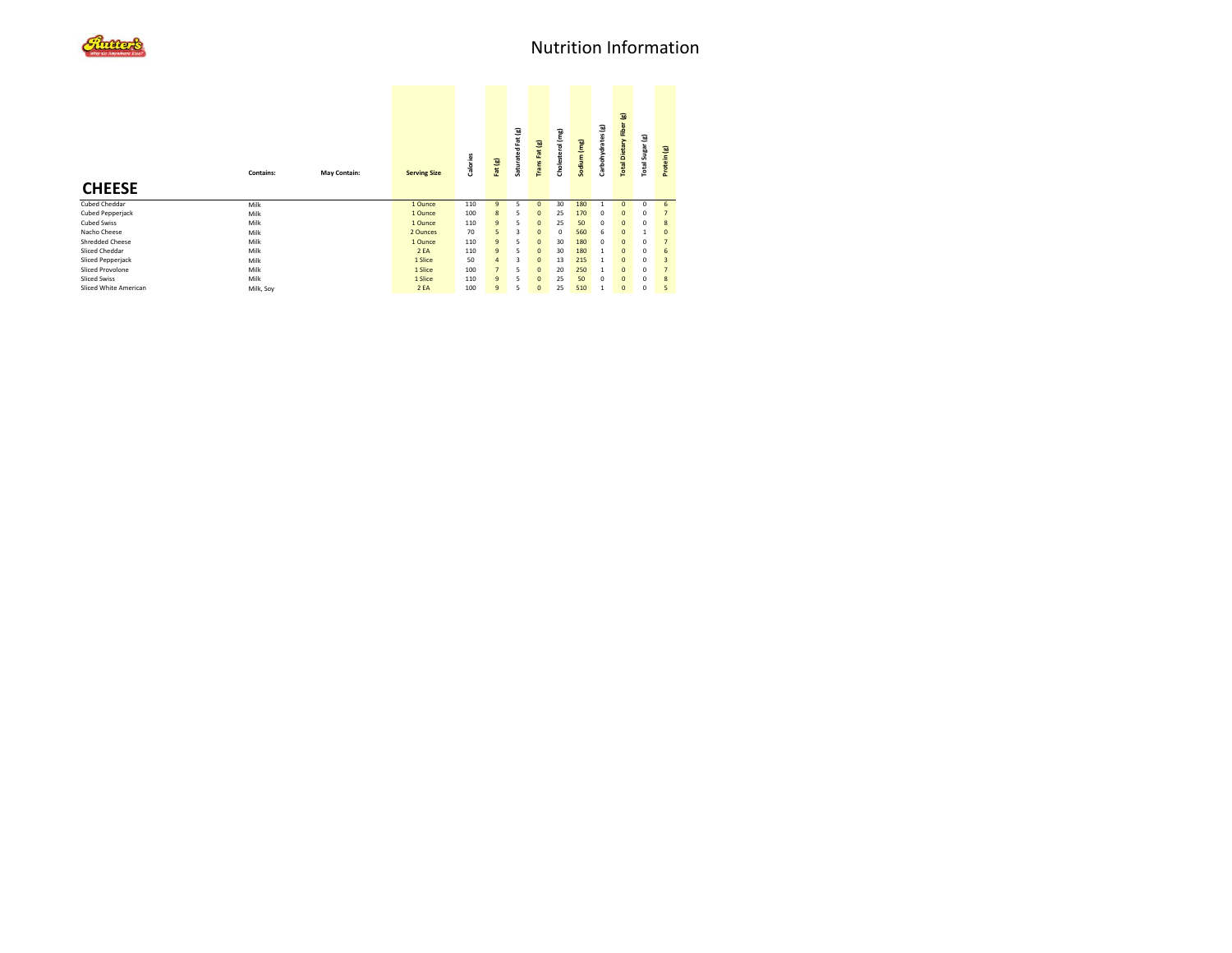# Nutrition Information

## CHEESE

| | Contains: | May Contain: | Serving Size | Calories | Fat (g) | Saturated Fat (g) | Trans Fat (g) | Cholesterol (mg) | Sodium (mg) | Carbohydrates (g) | Total Dietary Fiber (g) | Total Sugar (g) | Protein (g) |
|---|---|---|---|---|---|---|---|---|---|---|---|---|---|
| Cubed Cheddar | Milk | | 1 Ounce | 110 | 9 | 5 | 0 | 30 | 180 | 1 | 0 | 0 | 6 |
| Cubed Pepperjack | Milk | | 1 Ounce | 100 | 8 | 5 | 0 | 25 | 170 | 0 | 0 | 0 | 7 |
| Cubed Swiss | Milk | | 1 Ounce | 110 | 9 | 5 | 0 | 25 | 50 | 0 | 0 | 0 | 8 |
| Nacho Cheese | Milk | | 2 Ounces | 70 | 5 | 3 | 0 | 0 | 560 | 6 | 0 | 1 | 0 |
| Shredded Cheese | Milk | | 1 Ounce | 110 | 9 | 5 | 0 | 30 | 180 | 0 | 0 | 0 | 7 |
| Sliced Cheddar | Milk | | 2 EA | 110 | 9 | 5 | 0 | 30 | 180 | 1 | 0 | 0 | 6 |
| Sliced Pepperjack | Milk | | 1 Slice | 50 | 4 | 3 | 0 | 13 | 215 | 1 | 0 | 0 | 3 |
| Sliced Provolone | Milk | | 1 Slice | 100 | 7 | 5 | 0 | 20 | 250 | 1 | 0 | 0 | 7 |
| Sliced Swiss | Milk | | 1 Slice | 110 | 9 | 5 | 0 | 25 | 50 | 0 | 0 | 0 | 8 |
| Sliced White American | Milk, Soy | | 2 EA | 100 | 9 | 5 | 0 | 25 | 510 | 1 | 0 | 0 | 5 |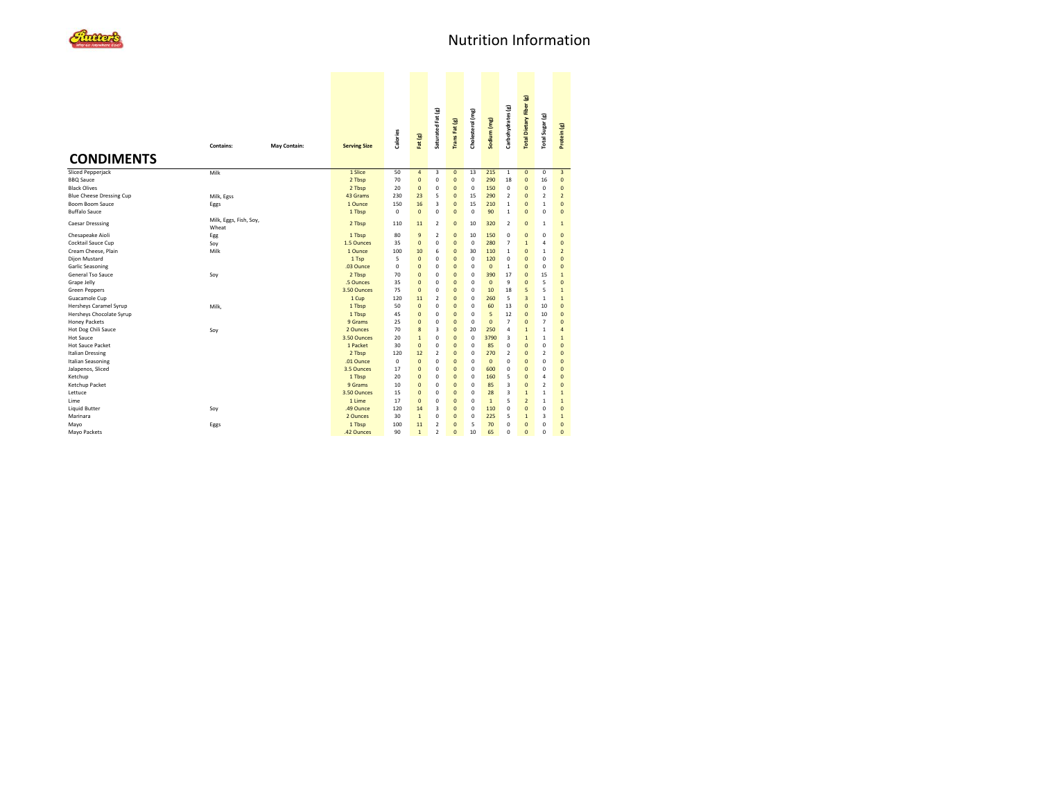# Nutrition Information

## CONDIMENTS

| | Contains: | May Contain: | Serving Size | Calories | Fat (g) | Saturated Fat (g) | Trans Fat (g) | Cholesterol (mg) | Sodium (mg) | Carbohydrates (g) | Total Dietary Fiber (g) | Total Sugar (g) | Protein (g) |
|---|---|---|---|---|---|---|---|---|---|---|---|---|---|
| Sliced Pepperjack | Milk | | 1 Slice | 50 | 4 | 3 | 0 | 13 | 215 | 1 | 0 | 0 | 3 |
| BBQ Sauce | | | 2 Tbsp | 70 | 0 | 0 | 0 | 0 | 290 | 18 | 0 | 16 | 0 |
| Black Olives | | | 2 Tbsp | 20 | 0 | 0 | 0 | 0 | 150 | 0 | 0 | 0 | 0 |
| Blue Cheese Dressing Cup | Milk, Egss | | 43 Grams | 230 | 23 | 5 | 0 | 15 | 290 | 2 | 0 | 2 | 2 |
| Boom Boom Sauce | Eggs | | 1 Ounce | 150 | 16 | 3 | 0 | 15 | 210 | 1 | 0 | 1 | 0 |
| Buffalo Sauce | | | 1 Tbsp | 0 | 0 | 0 | 0 | 0 | 90 | 1 | 0 | 0 | 0 |
| Caesar Dresssing | Milk, Eggs, Fish, Soy, Wheat | | 2 Tbsp | 110 | 11 | 2 | 0 | 10 | 320 | 2 | 0 | 1 | 1 |
| Chesapeake Aioli | Egg | | 1 Tbsp | 80 | 9 | 2 | 0 | 10 | 150 | 0 | 0 | 0 | 0 |
| Cocktail Sauce Cup | Soy | | 1.5 Ounces | 35 | 0 | 0 | 0 | 0 | 280 | 7 | 1 | 4 | 0 |
| Cream Cheese, Plain | Milk | | 1 Ounce | 100 | 10 | 6 | 0 | 30 | 110 | 1 | 0 | 1 | 2 |
| Dijon Mustard | | | 1 Tsp | 5 | 0 | 0 | 0 | 0 | 120 | 0 | 0 | 0 | 0 |
| Garlic Seasoning | | | .03 Ounce | 0 | 0 | 0 | 0 | 0 | 0 | 1 | 0 | 0 | 0 |
| General Tso Sauce | Soy | | 2 Tbsp | 70 | 0 | 0 | 0 | 0 | 390 | 17 | 0 | 15 | 1 |
| Grape Jelly | | | .5 Ounces | 35 | 0 | 0 | 0 | 0 | 0 | 9 | 0 | 5 | 0 |
| Green Peppers | | | 3.50 Ounces | 75 | 0 | 0 | 0 | 0 | 10 | 18 | 5 | 5 | 1 |
| Guacamole Cup | | | 1 Cup | 120 | 11 | 2 | 0 | 0 | 260 | 5 | 3 | 1 | 1 |
| Hersheys Caramel Syrup | Milk, | | 1 Tbsp | 50 | 0 | 0 | 0 | 0 | 60 | 13 | 0 | 10 | 0 |
| Hersheys Chocolate Syrup | | | 1 Tbsp | 45 | 0 | 0 | 0 | 0 | 5 | 12 | 0 | 10 | 0 |
| Honey Packets | | | 9 Grams | 25 | 0 | 0 | 0 | 0 | 0 | 7 | 0 | 7 | 0 |
| Hot Dog Chili Sauce | Soy | | 2 Ounces | 70 | 8 | 3 | 0 | 20 | 250 | 4 | 1 | 1 | 4 |
| Hot Sauce | | | 3.50 Ounces | 20 | 1 | 0 | 0 | 0 | 3790 | 3 | 1 | 1 | 1 |
| Hot Sauce Packet | | | 1 Packet | 30 | 0 | 0 | 0 | 0 | 85 | 0 | 0 | 0 | 0 |
| Italian Dressing | | | 2 Tbsp | 120 | 12 | 2 | 0 | 0 | 270 | 2 | 0 | 2 | 0 |
| Italian Seasoning | | | .01 Ounce | 0 | 0 | 0 | 0 | 0 | 0 | 0 | 0 | 0 | 0 |
| Jalapenos, Sliced | | | 3.5 Ounces | 17 | 0 | 0 | 0 | 0 | 600 | 0 | 0 | 0 | 0 |
| Ketchup | | | 1 Tbsp | 20 | 0 | 0 | 0 | 0 | 160 | 5 | 0 | 4 | 0 |
| Ketchup Packet | | | 9 Grams | 10 | 0 | 0 | 0 | 0 | 85 | 3 | 0 | 2 | 0 |
| Lettuce | | | 3.50 Ounces | 15 | 0 | 0 | 0 | 0 | 28 | 3 | 1 | 1 | 1 |
| Lime | | | 1 Lime | 17 | 0 | 0 | 0 | 0 | 1 | 5 | 2 | 1 | 1 |
| Liquid Butter | Soy | | .49 Ounce | 120 | 14 | 3 | 0 | 0 | 110 | 0 | 0 | 0 | 0 |
| Marinara | | | 2 Ounces | 30 | 1 | 0 | 0 | 0 | 225 | 5 | 1 | 3 | 1 |
| Mayo | Eggs | | 1 Tbsp | 100 | 11 | 2 | 0 | 5 | 70 | 0 | 0 | 0 | 0 |
| Mayo Packets | | | .42 Ounces | 90 | 1 | 2 | 0 | 10 | 65 | 0 | 0 | 0 | 0 |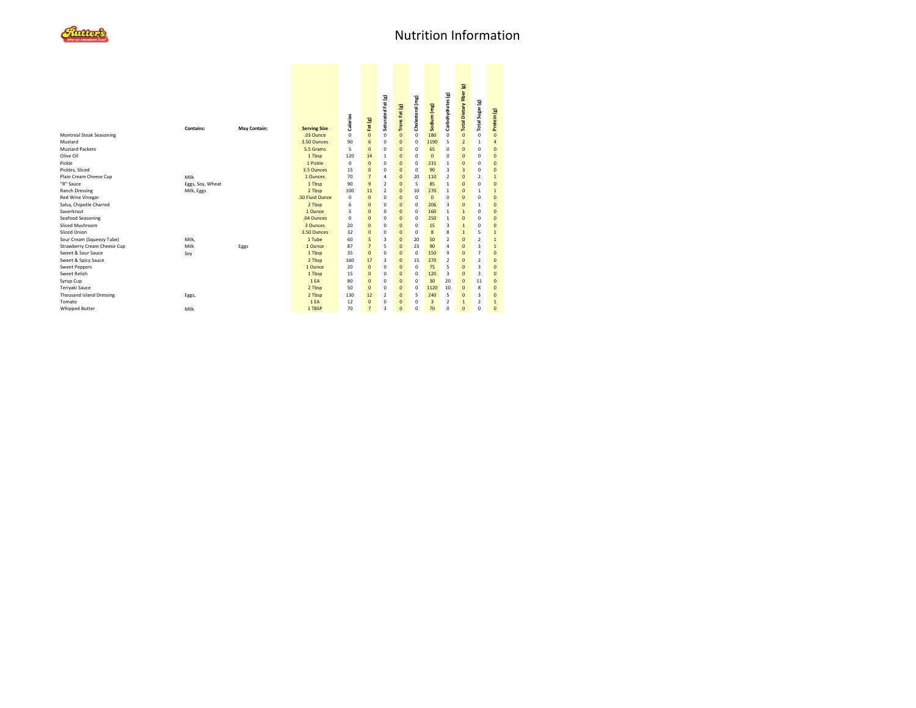# Nutrition Information

| | Contains: | May Contain: | Serving Size | Calories | Fat (g) | Saturated Fat (g) | Trans Fat (g) | Cholesterol (mg) | Sodium (mg) | Carbohydrates (g) | Total Dietary Fiber (g) | Total Sugar (g) | Protein (g) |
|---|---|---|---|---|---|---|---|---|---|---|---|---|---|
| Montreal Steak Seasoning | | | .03 Ounce | 0 | 0 | 0 | 0 | 0 | 180 | 0 | 0 | 0 | 0 |
| Mustard | | | 3.50 Ounces | 90 | 6 | 0 | 0 | 0 | 1190 | 5 | 2 | 1 | 4 |
| Mustard Packets | | | 5.5 Grams | 5 | 0 | 0 | 0 | 0 | 65 | 0 | 0 | 0 | 0 |
| Olive Oil | | | 1 Tbsp | 120 | 14 | 1 | 0 | 0 | 0 | 0 | 0 | 0 | 0 |
| Pickle | | | 1 Pickle | 0 | 0 | 0 | 0 | 0 | 231 | 1 | 0 | 0 | 0 |
| Pickles, Sliced | | | 3.5 Ounces | 15 | 0 | 0 | 0 | 0 | 90 | 3 | 3 | 0 | 0 |
| Plain Cream Cheese Cup | Milk | | 1 Ounces | 70 | 7 | 4 | 0 | 20 | 110 | 2 | 0 | 2 | 1 |
| "R" Sauce | Eggs, Soy, Wheat | | 1 Tbsp | 90 | 9 | 2 | 0 | 5 | 85 | 1 | 0 | 0 | 0 |
| Ranch Dressing | Milk, Eggs | | 2 Tbsp | 100 | 11 | 2 | 0 | 10 | 270 | 1 | 0 | 1 | 1 |
| Red Wine Vinegar | | | .50 Fluid Ounce | 0 | 0 | 0 | 0 | 0 | 0 | 0 | 0 | 0 | 0 |
| Salsa, Chipotle Charred | | | 2 Tbsp | 6 | 0 | 0 | 0 | 0 | 206 | 3 | 0 | 1 | 0 |
| Sauerkraut | | | 1 Ounce | 5 | 0 | 0 | 0 | 0 | 160 | 1 | 1 | 0 | 0 |
| Seafood Seasoning | | | .04 Ounces | 0 | 0 | 0 | 0 | 0 | 250 | 1 | 0 | 0 | 0 |
| Sliced Mushroom | | | 3 Ounces | 20 | 0 | 0 | 0 | 0 | 15 | 3 | 1 | 0 | 0 |
| Sliced Onion | | | 3.50 Ounces | 32 | 0 | 0 | 0 | 0 | 8 | 8 | 1 | 5 | 1 |
| Sour Cream (Squeezy Tube) | Milk, | | 1 Tube | 60 | 5 | 3 | 0 | 20 | 50 | 2 | 0 | 2 | 1 |
| Strawberry Cream Cheese Cup | Milk | Eggs | 1 Ounce | 87 | 7 | 5 | 0 | 23 | 90 | 4 | 0 | 3 | 1 |
| Sweet & Sour Sauce | Soy | | 1 Tbsp | 35 | 0 | 0 | 0 | 0 | 150 | 9 | 0 | 7 | 0 |
| Sweet & Spicy Sauce | | | 2 Tbsp | 160 | 17 | 3 | 0 | 15 | 270 | 2 | 0 | 2 | 0 |
| Sweet Peppers | | | 1 Ounce | 20 | 0 | 0 | 0 | 0 | 75 | 5 | 0 | 3 | 0 |
| Sweet Relish | | | 1 Tbsp | 15 | 0 | 0 | 0 | 0 | 120 | 3 | 0 | 3 | 0 |
| Syrup Cup | | | 1 EA | 80 | 0 | 0 | 0 | 0 | 30 | 20 | 0 | 11 | 0 |
| Teriyaki Sauce | | | 2 Tbsp | 50 | 0 | 0 | 0 | 0 | 1120 | 10 | 0 | 8 | 0 |
| Thousand Island Dressing | Eggs, | | 2 Tbsp | 130 | 12 | 2 | 0 | 5 | 240 | 5 | 0 | 3 | 0 |
| Tomato | | | 1 EA | 12 | 0 | 0 | 0 | 0 | 3 | 2 | 1 | 2 | 1 |
| Whipped Butter | Milk | | 1 TBSP | 70 | 7 | 3 | 0 | 0 | 70 | 0 | 0 | 0 | 0 |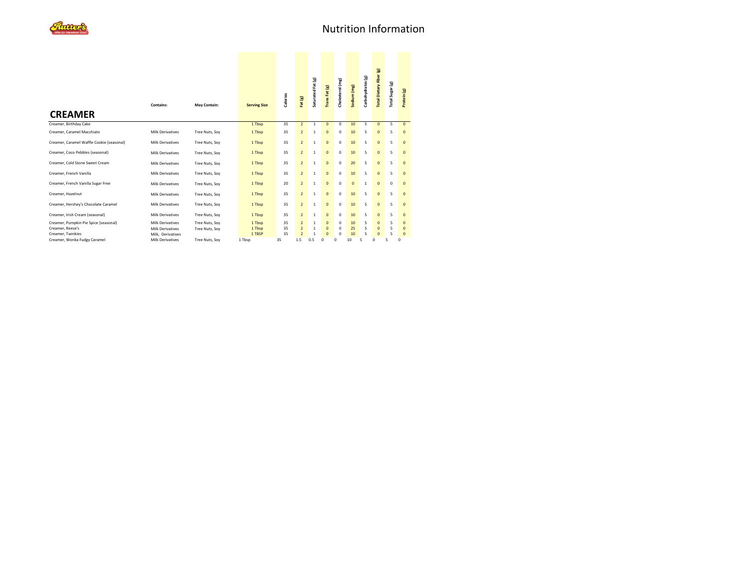# Nutrition Information

| CREAMER | Contains: | May Contain: | Serving Size | Calories | Fat (g) | Saturated Fat (g) | Trans Fat (g) | Cholesterol (mg) | Sodium (mg) | Carbohydrates (g) | Total Dietary Fiber (g) | Total Sugar (g) | Protein (g) |
|---|---|---|---|---|---|---|---|---|---|---|---|---|---|
| Creamer, Birthday Cake | | | 1 Tbsp | 35 | 2 | 1 | 0 | 0 | 10 | 5 | 0 | 5 | 0 |
| Creamer, Caramel Macchiato | Milk Derivatives | Tree Nuts, Soy | 1 Tbsp | 35 | 2 | 1 | 0 | 0 | 10 | 5 | 0 | 5 | 0 |
| Creamer, Caramel Waffle Cookie (seasonal) | Milk Derivatives | Tree Nuts, Soy | 1 Tbsp | 35 | 2 | 1 | 0 | 0 | 10 | 5 | 0 | 5 | 0 |
| Creamer, Coco Pebbles (seasonal) | Milk Derivatives | Tree Nuts, Soy | 1 Tbsp | 35 | 2 | 1 | 0 | 0 | 10 | 5 | 0 | 5 | 0 |
| Creamer, Cold Stone Sweet Cream | Milk Derivatives | Tree Nuts, Soy | 1 Tbsp | 35 | 2 | 1 | 0 | 0 | 20 | 5 | 0 | 5 | 0 |
| Creamer, French Vanilla | Milk Derivatives | Tree Nuts, Soy | 1 Tbsp | 35 | 2 | 1 | 0 | 0 | 10 | 5 | 0 | 5 | 0 |
| Creamer, French Vanilla Sugar Free | Milk Derivatives | Tree Nuts, Soy | 1 Tbsp | 20 | 2 | 1 | 0 | 0 | 0 | 1 | 0 | 0 | 0 |
| Creamer, Hazelnut | Milk Derivatives | Tree Nuts, Soy | 1 Tbsp | 35 | 2 | 1 | 0 | 0 | 10 | 5 | 0 | 5 | 0 |
| Creamer, Hershey's Chocolate Caramel | Milk Derivatives | Tree Nuts, Soy | 1 Tbsp | 35 | 2 | 1 | 0 | 0 | 10 | 5 | 0 | 5 | 0 |
| Creamer, Irish Cream (seasonal) | Milk Derivatives | Tree Nuts, Soy | 1 Tbsp | 35 | 2 | 1 | 0 | 0 | 10 | 5 | 0 | 5 | 0 |
| Creamer, Pumpkin Pie Spice (seasonal) | Milk Derivatives | Tree Nuts, Soy | 1 Tbsp | 35 | 2 | 1 | 0 | 0 | 10 | 5 | 0 | 5 | 0 |
| Creamer, Reese's | Milk Derivatives | Tree Nuts, Soy | 1 Tbsp | 35 | 2 | 1 | 0 | 0 | 25 | 5 | 0 | 5 | 0 |
| Creamer, Twinkies | Milk, Derivatives | | 1 TBSP | 35 | 2 | 1 | 0 | 0 | 10 | 5 | 0 | 5 | 0 |
| Creamer, Wonka Fudgy Caramel | Milk Derivatives | Tree Nuts, Soy | 1 Tbsp | 35 | 1.5 | 0.5 | 0 | 0 | 10 | 5 | 0 | 5 | 0 |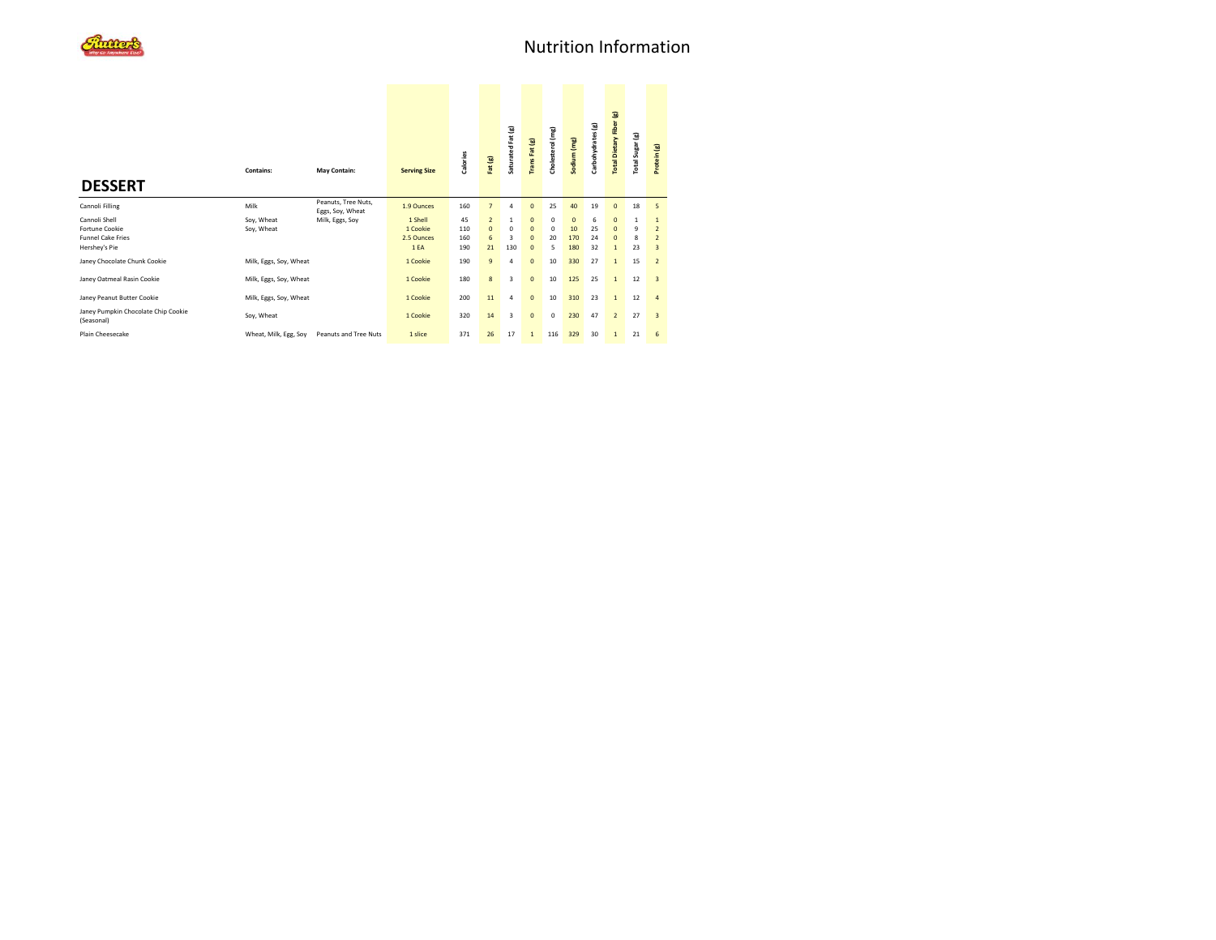# Nutrition Information

## DESSERT

| | Contains: | May Contain: | Serving Size | Calories | Fat (g) | Saturated Fat (g) | Trans Fat (g) | Cholesterol (mg) | Sodium (mg) | Carbohydrates (g) | Total Dietary Fiber (g) | Total Sugar (g) | Protein (g) |
|---|---|---|---|---|---|---|---|---|---|---|---|---|---|
| Cannoli Filling | Milk | Peanuts, Tree Nuts, Eggs, Soy, Wheat | 1.9 Ounces | 160 | 7 | 4 | 0 | 25 | 40 | 19 | 0 | 18 | 5 |
| Cannoli Shell | Soy, Wheat | Milk, Eggs, Soy | 1 Shell | 45 | 2 | 1 | 0 | 0 | 0 | 6 | 0 | 1 | 1 |
| Fortune Cookie | Soy, Wheat | | 1 Cookie | 110 | 0 | 0 | 0 | 0 | 10 | 25 | 0 | 9 | 2 |
| Funnel Cake Fries | | | 2.5 Ounces | 160 | 6 | 3 | 0 | 20 | 170 | 24 | 0 | 8 | 2 |
| Hershey's Pie | | | 1 EA | 190 | 21 | 130 | 0 | 5 | 180 | 32 | 1 | 23 | 3 |
| Janey Chocolate Chunk Cookie | Milk, Eggs, Soy, Wheat | | 1 Cookie | 190 | 9 | 4 | 0 | 10 | 330 | 27 | 1 | 15 | 2 |
| Janey Oatmeal Rasin Cookie | Milk, Eggs, Soy, Wheat | | 1 Cookie | 180 | 8 | 3 | 0 | 10 | 125 | 25 | 1 | 12 | 3 |
| Janey Peanut Butter Cookie | Milk, Eggs, Soy, Wheat | | 1 Cookie | 200 | 11 | 4 | 0 | 10 | 310 | 23 | 1 | 12 | 4 |
| Janey Pumpkin Chocolate Chip Cookie (Seasonal) | Soy, Wheat | | 1 Cookie | 320 | 14 | 3 | 0 | 0 | 230 | 47 | 2 | 27 | 3 |
| Plain Cheesecake | Wheat, Milk, Egg, Soy | Peanuts and Tree Nuts | 1 slice | 371 | 26 | 17 | 1 | 116 | 329 | 30 | 1 | 21 | 6 |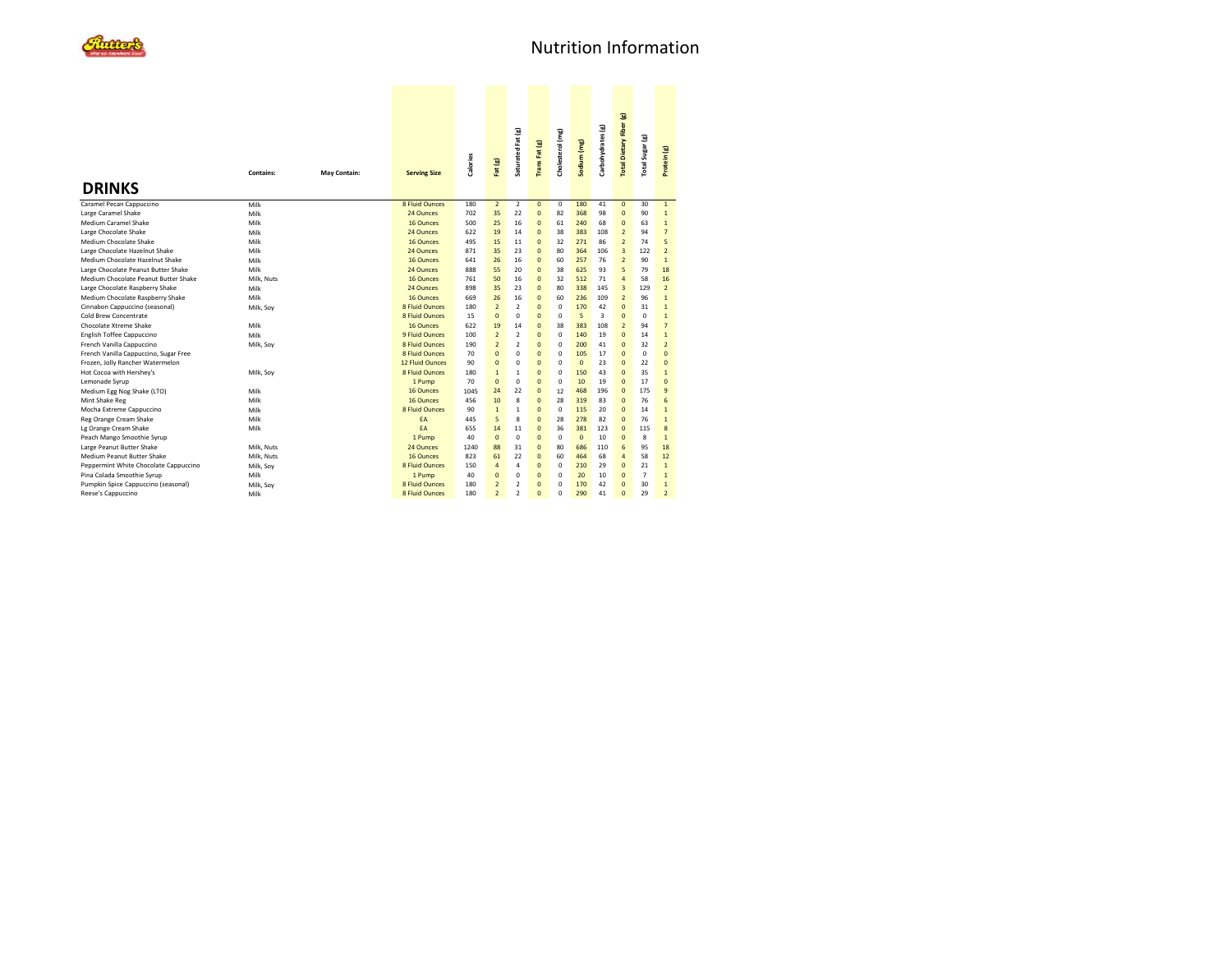# Nutrition Information

## DRINKS

| | Contains: | May Contain: | Serving Size | Calories | Fat (g) | Saturated Fat (g) | Trans Fat (g) | Cholesterol (mg) | Sodium (mg) | Carbohydrates (g) | Total Dietary Fiber (g) | Total Sugar (g) | Protein (g) |
|---|---|---|---|---|---|---|---|---|---|---|---|---|---|
| Caramel Pecan Cappuccino | Milk | | 8 Fluid Ounces | 180 | 2 | 2 | 0 | 0 | 180 | 41 | 0 | 30 | 1 |
| Large Caramel Shake | Milk | | 24 Ounces | 702 | 35 | 22 | 0 | 82 | 368 | 98 | 0 | 90 | 1 |
| Medium Caramel Shake | Milk | | 16 Ounces | 500 | 25 | 16 | 0 | 61 | 240 | 68 | 0 | 63 | 1 |
| Large Chocolate Shake | Milk | | 24 Ounces | 622 | 19 | 14 | 0 | 38 | 383 | 108 | 2 | 94 | 7 |
| Medium Chocolate Shake | Milk | | 16 Ounces | 495 | 15 | 11 | 0 | 32 | 271 | 86 | 2 | 74 | 5 |
| Large Chocolate Hazelnut Shake | Milk | | 24 Ounces | 871 | 35 | 23 | 0 | 80 | 364 | 106 | 3 | 122 | 2 |
| Medium Chocolate Hazelnut Shake | Milk | | 16 Ounces | 641 | 26 | 16 | 0 | 60 | 257 | 76 | 2 | 90 | 1 |
| Large Chocolate Peanut Butter Shake | Milk | | 24 Ounces | 888 | 55 | 20 | 0 | 38 | 625 | 93 | 5 | 79 | 18 |
| Medium Chocolate Peanut Butter Shake | Milk, Nuts | | 16 Ounces | 761 | 50 | 16 | 0 | 32 | 512 | 71 | 4 | 58 | 16 |
| Large Chocolate Raspberry Shake | Milk | | 24 Ounces | 898 | 35 | 23 | 0 | 80 | 338 | 145 | 3 | 129 | 2 |
| Medium Chocolate Raspberry Shake | Milk | | 16 Ounces | 669 | 26 | 16 | 0 | 60 | 236 | 109 | 2 | 96 | 1 |
| Cinnabon Cappuccino (seasonal) | Milk, Soy | | 8 Fluid Ounces | 180 | 2 | 2 | 0 | 0 | 170 | 42 | 0 | 31 | 1 |
| Cold Brew Concentrate | | | 8 Fluid Ounces | 15 | 0 | 0 | 0 | 0 | 5 | 3 | 0 | 0 | 1 |
| Chocolate Xtreme Shake | Milk | | 16 Ounces | 622 | 19 | 14 | 0 | 38 | 383 | 108 | 2 | 94 | 7 |
| English Toffee Cappuccino | Milk | | 9 Fluid Ounces | 100 | 2 | 2 | 0 | 0 | 140 | 19 | 0 | 14 | 1 |
| French Vanilla Cappuccino | Milk, Soy | | 8 Fluid Ounces | 190 | 2 | 2 | 0 | 0 | 200 | 41 | 0 | 32 | 2 |
| French Vanilla Cappuccino, Sugar Free | | | 8 Fluid Ounces | 70 | 0 | 0 | 0 | 0 | 105 | 17 | 0 | 0 | 0 |
| Frozen, Jolly Rancher Watermelon | | | 12 Fluid Ounces | 90 | 0 | 0 | 0 | 0 | 0 | 23 | 0 | 22 | 0 |
| Hot Cocoa with Hershey's | Milk, Soy | | 8 Fluid Ounces | 180 | 1 | 1 | 0 | 0 | 150 | 43 | 0 | 35 | 1 |
| Lemonade Syrup | | | 1 Pump | 70 | 0 | 0 | 0 | 0 | 10 | 19 | 0 | 17 | 0 |
| Medium Egg Nog Shake (LTO) | Milk | | 16 Ounces | 1045 | 24 | 22 | 0 | 12 | 468 | 196 | 0 | 175 | 9 |
| Mint Shake Reg | Milk | | 16 Ounces | 456 | 10 | 8 | 0 | 28 | 319 | 83 | 0 | 76 | 6 |
| Mocha Extreme Cappuccino | Milk | | 8 Fluid Ounces | 90 | 1 | 1 | 0 | 0 | 115 | 20 | 0 | 14 | 1 |
| Reg Orange Cream Shake | Milk | | EA | 445 | 5 | 8 | 0 | 28 | 278 | 82 | 0 | 76 | 1 |
| Lg Orange Cream Shake | Milk | | EA | 655 | 14 | 11 | 0 | 36 | 381 | 123 | 0 | 115 | 8 |
| Peach Mango Smoothie Syrup | | | 1 Pump | 40 | 0 | 0 | 0 | 0 | 0 | 10 | 0 | 8 | 1 |
| Large Peanut Butter Shake | Milk, Nuts | | 24 Ounces | 1240 | 88 | 31 | 0 | 80 | 686 | 110 | 6 | 95 | 18 |
| Medium Peanut Butter Shake | Milk, Nuts | | 16 Ounces | 823 | 61 | 22 | 0 | 60 | 464 | 68 | 4 | 58 | 12 |
| Peppermint White Chocolate Cappuccino | Milk, Soy | | 8 Fluid Ounces | 150 | 4 | 4 | 0 | 0 | 210 | 29 | 0 | 21 | 1 |
| Pina Colada Smoothie Syrup | Milk | | 1 Pump | 40 | 0 | 0 | 0 | 0 | 20 | 10 | 0 | 7 | 1 |
| Pumpkin Spice Cappuccino (seasonal) | Milk, Soy | | 8 Fluid Ounces | 180 | 2 | 2 | 0 | 0 | 170 | 42 | 0 | 30 | 1 |
| Reese's Cappuccino | Milk | | 8 Fluid Ounces | 180 | 2 | 2 | 0 | 0 | 290 | 41 | 0 | 29 | 2 |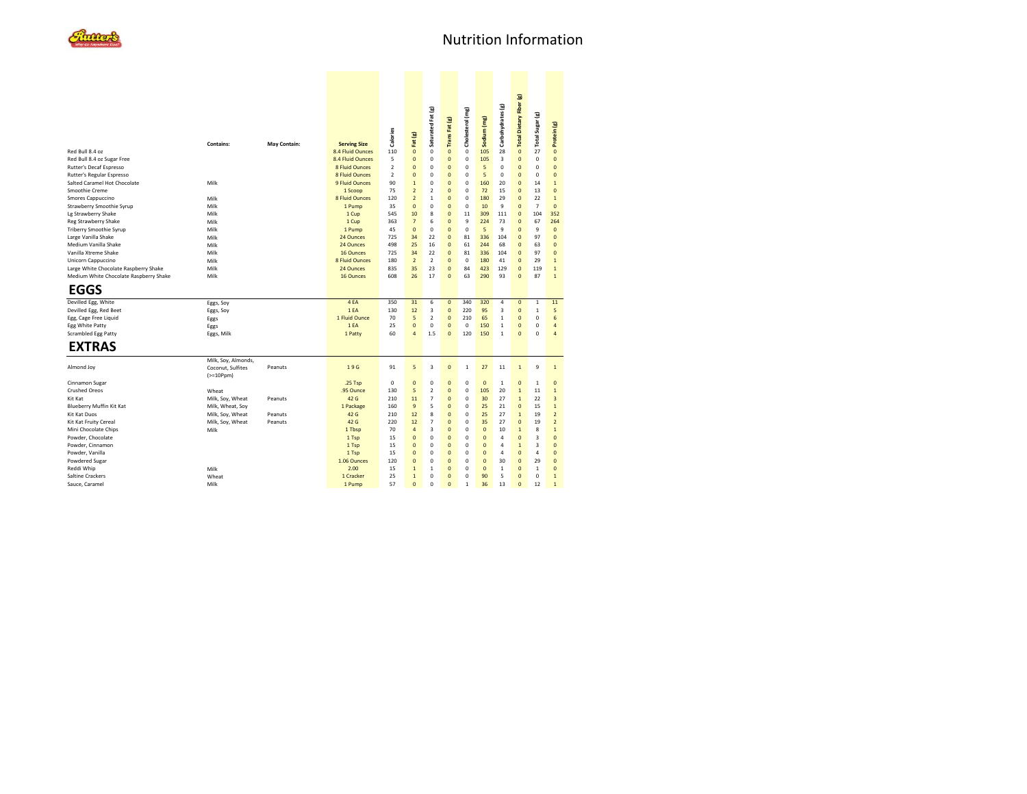# Nutrition Information

| | Contains: | May Contain: | Serving Size | Calories | Fat (g) | Saturated Fat (g) | Trans Fat (g) | Cholesterol (mg) | Sodium (mg) | Carbohydrates (g) | Total Dietary Fiber (g) | Total Sugar (g) | Protein (g) |
|---|---|---|---|---|---|---|---|---|---|---|---|---|---|
| Red Bull 8.4 oz | | | 8.4 Fluid Ounces | 110 | 0 | 0 | 0 | 0 | 105 | 28 | 0 | 27 | 0 |
| Red Bull 8.4 oz Sugar Free | | | 8.4 Fluid Ounces | 5 | 0 | 0 | 0 | 0 | 105 | 3 | 0 | 0 | 0 |
| Rutter's Decaf Espresso | | | 8 Fluid Ounces | 2 | 0 | 0 | 0 | 0 | 5 | 0 | 0 | 0 | 0 |
| Rutter's Regular Espresso | | | 8 Fluid Ounces | 2 | 0 | 0 | 0 | 0 | 5 | 0 | 0 | 0 | 0 |
| Salted Caramel Hot Chocolate | Milk | | 9 Fluid Ounces | 90 | 1 | 0 | 0 | 0 | 160 | 20 | 0 | 14 | 1 |
| Smoothie Creme | | | 1 Scoop | 75 | 2 | 2 | 0 | 0 | 72 | 15 | 0 | 13 | 0 |
| Smores Cappuccino | Milk | | 8 Fluid Ounces | 120 | 2 | 1 | 0 | 0 | 180 | 29 | 0 | 22 | 1 |
| Strawberry Smoothie Syrup | Milk | | 1 Pump | 35 | 0 | 0 | 0 | 0 | 10 | 9 | 0 | 7 | 0 |
| Lg Strawberry Shake | Milk | | 1 Cup | 545 | 10 | 8 | 0 | 11 | 309 | 111 | 0 | 104 | 352 |
| Reg Strawberry Shake | Milk | | 1 Cup | 363 | 7 | 6 | 0 | 9 | 224 | 73 | 0 | 67 | 264 |
| Triberry Smoothie Syrup | Milk | | 1 Pump | 45 | 0 | 0 | 0 | 0 | 5 | 9 | 0 | 9 | 0 |
| Large Vanilla Shake | Milk | | 24 Ounces | 725 | 34 | 22 | 0 | 81 | 336 | 104 | 0 | 97 | 0 |
| Medium Vanilla Shake | Milk | | 24 Ounces | 498 | 25 | 16 | 0 | 61 | 244 | 68 | 0 | 63 | 0 |
| Vanilla Xtreme Shake | Milk | | 16 Ounces | 725 | 34 | 22 | 0 | 81 | 336 | 104 | 0 | 97 | 0 |
| Unicorn Cappuccino | Milk | | 8 Fluid Ounces | 180 | 2 | 2 | 0 | 0 | 180 | 41 | 0 | 29 | 1 |
| Large White Chocolate Raspberry Shake | Milk | | 24 Ounces | 835 | 35 | 23 | 0 | 84 | 423 | 129 | 0 | 119 | 1 |
| Medium White Chocolate Raspberry Shake | Milk | | 16 Ounces | 608 | 26 | 17 | 0 | 63 | 290 | 93 | 0 | 87 | 1 |

## EGGS

| | Contains: | May Contain: | Serving Size | Calories | Fat (g) | Saturated Fat (g) | Trans Fat (g) | Cholesterol (mg) | Sodium (mg) | Carbohydrates (g) | Total Dietary Fiber (g) | Total Sugar (g) | Protein (g) |
|---|---|---|---|---|---|---|---|---|---|---|---|---|---|
| Devilled Egg, White | Eggs, Soy | | 4 EA | 350 | 31 | 6 | 0 | 340 | 320 | 4 | 0 | 1 | 11 |
| Devilled Egg, Red Beet | Eggs, Soy | | 1 EA | 130 | 12 | 3 | 0 | 220 | 95 | 3 | 0 | 1 | 5 |
| Egg, Cage Free Liquid | Eggs | | 1 Fluid Ounce | 70 | 5 | 2 | 0 | 210 | 65 | 1 | 0 | 0 | 6 |
| Egg White Patty | Eggs | | 1 EA | 25 | 0 | 0 | 0 | 0 | 150 | 1 | 0 | 0 | 4 |
| Scrambled Egg Patty | Eggs, Milk | | 1 Patty | 60 | 4 | 1.5 | 0 | 120 | 150 | 1 | 0 | 0 | 4 |

## EXTRAS

| | Contains: | May Contain: | Serving Size | Calories | Fat (g) | Saturated Fat (g) | Trans Fat (g) | Cholesterol (mg) | Sodium (mg) | Carbohydrates (g) | Total Dietary Fiber (g) | Total Sugar (g) | Protein (g) |
|---|---|---|---|---|---|---|---|---|---|---|---|---|---|
| Almond Joy | Milk, Soy, Almonds, Coconut, Sulfites (>=10Ppm) | Peanuts | 19 G | 91 | 5 | 3 | 0 | 1 | 27 | 11 | 1 | 9 | 1 |
| Cinnamon Sugar | | | .25 Tsp | 0 | 0 | 0 | 0 | 0 | 0 | 1 | 0 | 1 | 0 |
| Crushed Oreos | Wheat | | .95 Ounce | 130 | 5 | 2 | 0 | 0 | 105 | 20 | 1 | 11 | 1 |
| Kit Kat | Milk, Soy, Wheat | Peanuts | 42 G | 210 | 11 | 7 | 0 | 0 | 30 | 27 | 1 | 22 | 3 |
| Blueberry Muffin Kit Kat | Milk, Wheat, Soy | | 1 Package | 160 | 9 | 5 | 0 | 0 | 25 | 21 | 0 | 15 | 1 |
| Kit Kat Duos | Milk, Soy, Wheat | Peanuts | 42 G | 210 | 12 | 8 | 0 | 0 | 25 | 27 | 1 | 19 | 2 |
| Kit Kat Fruity Cereal | Milk, Soy, Wheat | Peanuts | 42 G | 220 | 12 | 7 | 0 | 0 | 35 | 27 | 0 | 19 | 2 |
| Mini Chocolate Chips | Milk | | 1 Tbsp | 70 | 4 | 3 | 0 | 0 | 0 | 10 | 1 | 8 | 1 |
| Powder, Chocolate | | | 1 Tsp | 15 | 0 | 0 | 0 | 0 | 0 | 4 | 0 | 3 | 0 |
| Powder, Cinnamon | | | 1 Tsp | 15 | 0 | 0 | 0 | 0 | 0 | 4 | 1 | 3 | 0 |
| Powder, Vanilla | | | 1 Tsp | 15 | 0 | 0 | 0 | 0 | 0 | 4 | 0 | 4 | 0 |
| Powdered Sugar | | | 1.06 Ounces | 120 | 0 | 0 | 0 | 0 | 0 | 30 | 0 | 29 | 0 |
| Reddi Whip | Milk | | 2.00 | 15 | 1 | 1 | 0 | 0 | 0 | 1 | 0 | 1 | 0 |
| Saltine Crackers | Wheat | | 1 Cracker | 25 | 1 | 0 | 0 | 0 | 90 | 5 | 0 | 0 | 1 |
| Sauce, Caramel | Milk | | 1 Pump | 57 | 0 | 0 | 0 | 1 | 36 | 13 | 0 | 12 | 1 |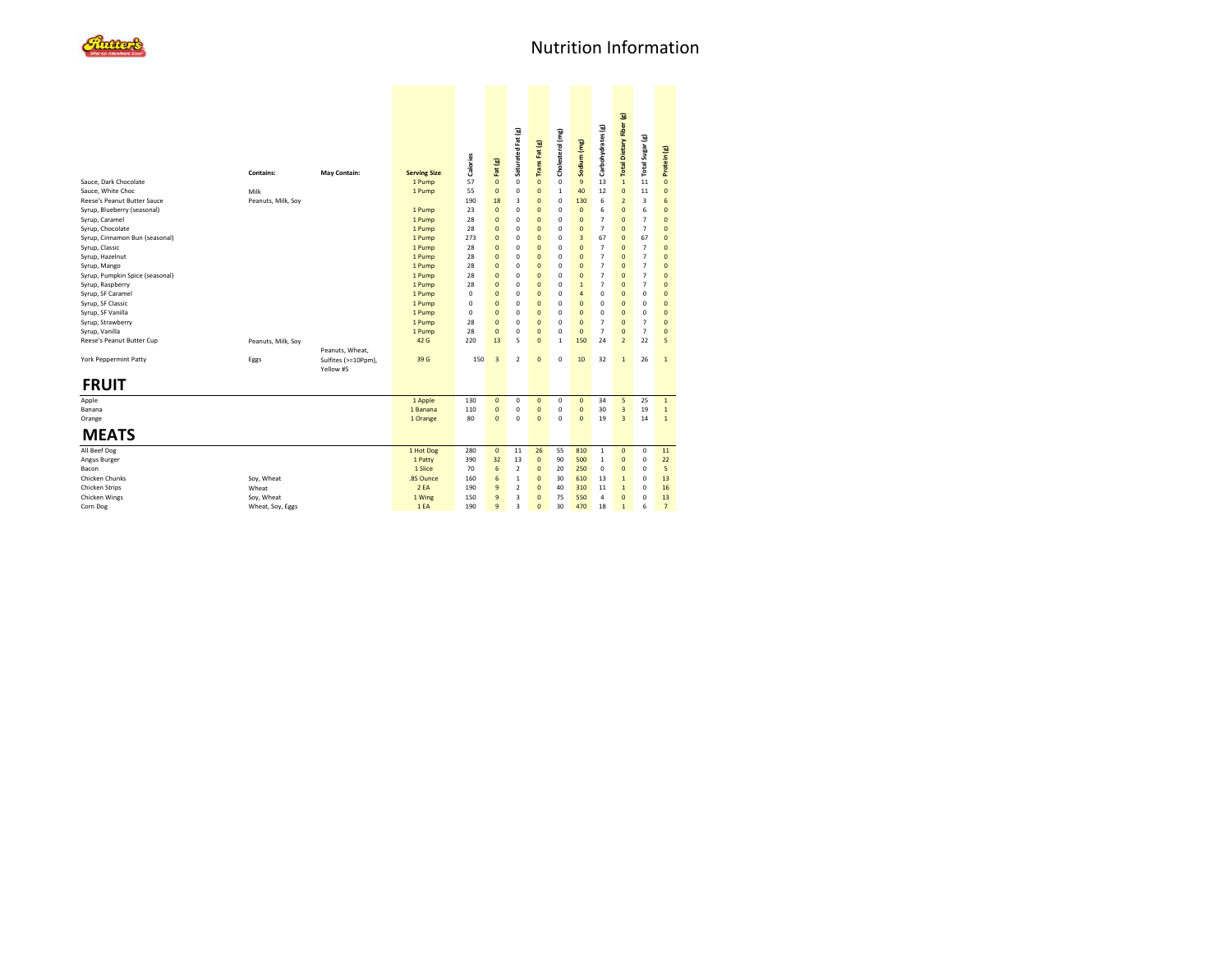# Nutrition Information

| | Contains: | May Contain: | Serving Size | Calories | Fat (g) | Saturated Fat (g) | Trans Fat (g) | Cholesterol (mg) | Sodium (mg) | Carbohydrates (g) | Total Dietary Fiber (g) | Total Sugar (g) | Protein (g) |
|---|---|---|---|---|---|---|---|---|---|---|---|---|---|
| Sauce, Dark Chocolate | | | 1 Pump | 57 | 0 | 0 | 0 | 0 | 9 | 13 | 1 | 11 | 0 |
| Sauce, White Choc | Milk | | 1 Pump | 55 | 0 | 0 | 0 | 1 | 40 | 12 | 0 | 11 | 0 |
| Reese's Peanut Butter Sauce | Peanuts, Milk, Soy | | | 190 | 18 | 3 | 0 | 0 | 130 | 6 | 2 | 3 | 6 |
| Syrup, Blueberry (seasonal) | | | 1 Pump | 23 | 0 | 0 | 0 | 0 | 0 | 6 | 0 | 6 | 0 |
| Syrup, Caramel | | | 1 Pump | 28 | 0 | 0 | 0 | 0 | 0 | 7 | 0 | 7 | 0 |
| Syrup, Chocolate | | | 1 Pump | 28 | 0 | 0 | 0 | 0 | 0 | 7 | 0 | 7 | 0 |
| Syrup, Cinnamon Bun (seasonal) | | | 1 Pump | 273 | 0 | 0 | 0 | 0 | 3 | 67 | 0 | 67 | 0 |
| Syrup, Classic | | | 1 Pump | 28 | 0 | 0 | 0 | 0 | 0 | 7 | 0 | 7 | 0 |
| Syrup, Hazelnut | | | 1 Pump | 28 | 0 | 0 | 0 | 0 | 0 | 7 | 0 | 7 | 0 |
| Syrup, Mango | | | 1 Pump | 28 | 0 | 0 | 0 | 0 | 0 | 7 | 0 | 7 | 0 |
| Syrup, Pumpkin Spice (seasonal) | | | 1 Pump | 28 | 0 | 0 | 0 | 0 | 0 | 7 | 0 | 7 | 0 |
| Syrup, Raspberry | | | 1 Pump | 28 | 0 | 0 | 0 | 0 | 1 | 7 | 0 | 7 | 0 |
| Syrup, SF Caramel | | | 1 Pump | 0 | 0 | 0 | 0 | 0 | 4 | 0 | 0 | 0 | 0 |
| Syrup, SF Classic | | | 1 Pump | 0 | 0 | 0 | 0 | 0 | 0 | 0 | 0 | 0 | 0 |
| Syrup, SF Vanilla | | | 1 Pump | 0 | 0 | 0 | 0 | 0 | 0 | 0 | 0 | 0 | 0 |
| Syrup, Strawberry | | | 1 Pump | 28 | 0 | 0 | 0 | 0 | 0 | 7 | 0 | 7 | 0 |
| Syrup, Vanilla | | | 1 Pump | 28 | 0 | 0 | 0 | 0 | 0 | 7 | 0 | 7 | 0 |
| Reese's Peanut Butter Cup | Peanuts, Milk, Soy | | 42 G | 220 | 13 | 5 | 0 | 1 | 150 | 24 | 2 | 22 | 5 |
| York Peppermint Patty | Eggs | Peanuts, Wheat, Sulfites (>=10Ppm), Yellow #5 | 39 G | 150 | 3 | 2 | 0 | 0 | 10 | 32 | 1 | 26 | 1 |
| **FRUIT** | | | | | | | | | | | | | |
| Apple | | | 1 Apple | 130 | 0 | 0 | 0 | 0 | 0 | 34 | 5 | 25 | 1 |
| Banana | | | 1 Banana | 110 | 0 | 0 | 0 | 0 | 0 | 30 | 3 | 19 | 1 |
| Orange | | | 1 Orange | 80 | 0 | 0 | 0 | 0 | 0 | 19 | 3 | 14 | 1 |
| **MEATS** | | | | | | | | | | | | | |
| All Beef Dog | | | 1 Hot Dog | 280 | 0 | 11 | 26 | 55 | 810 | 1 | 0 | 0 | 11 |
| Angus Burger | | | 1 Patty | 390 | 32 | 13 | 0 | 90 | 500 | 1 | 0 | 0 | 22 |
| Bacon | | | 1 Slice | 70 | 6 | 2 | 0 | 20 | 250 | 0 | 0 | 0 | 5 |
| Chicken Chunks | Soy, Wheat | | .85 Ounce | 160 | 6 | 1 | 0 | 30 | 610 | 13 | 1 | 0 | 13 |
| Chicken Strips | Wheat | | 2 EA | 190 | 9 | 2 | 0 | 40 | 310 | 11 | 1 | 0 | 16 |
| Chicken Wings | Soy, Wheat | | 1 Wing | 150 | 9 | 3 | 0 | 75 | 550 | 4 | 0 | 0 | 13 |
| Corn Dog | Wheat, Soy, Eggs | | 1 EA | 190 | 9 | 3 | 0 | 30 | 470 | 18 | 1 | 6 | 7 |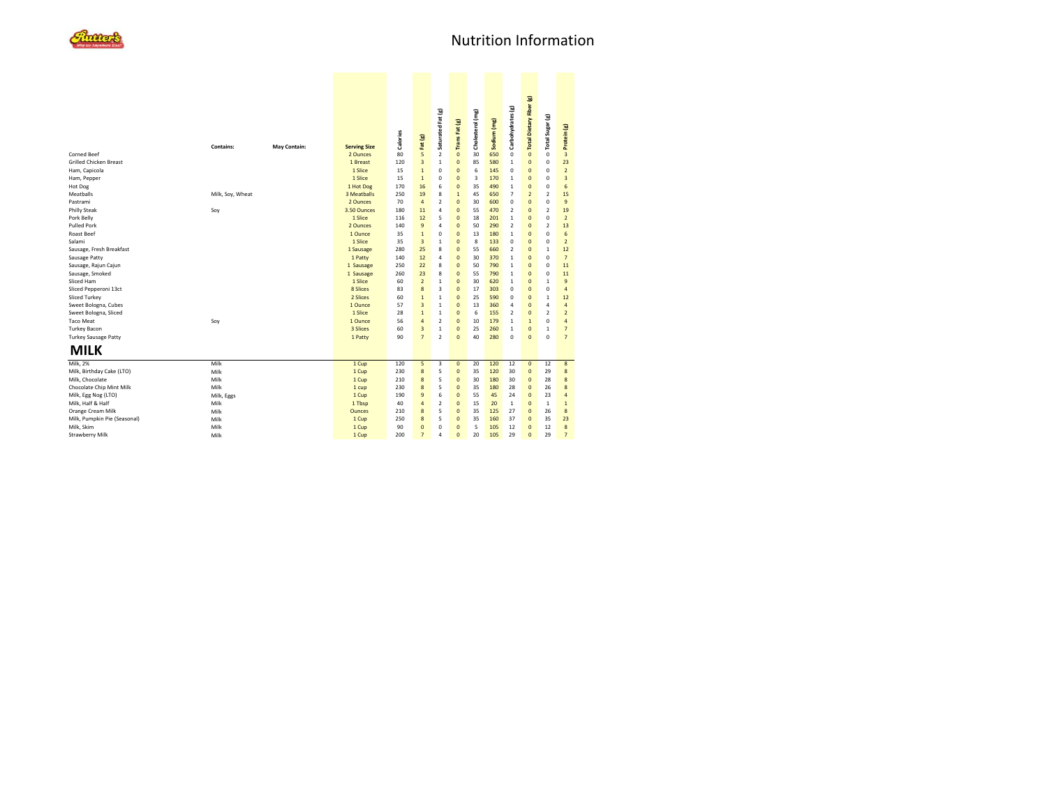# Nutrition Information

| | Contains: | May Contain: | Serving Size | Calories | Fat (g) | Saturated Fat (g) | Trans Fat (g) | Cholesterol (mg) | Sodium (mg) | Carbohydrates (g) | Total Dietary Fiber (g) | Total Sugar (g) | Protein (g) |
|---|---|---|---|---|---|---|---|---|---|---|---|---|---|
| Corned Beef | | | 2 Ounces | 80 | 5 | 2 | 0 | 30 | 650 | 0 | 0 | 0 | 3 |
| Grilled Chicken Breast | | | 1 Breast | 120 | 3 | 1 | 0 | 85 | 580 | 1 | 0 | 0 | 23 |
| Ham, Capicola | | | 1 Slice | 15 | 1 | 0 | 0 | 6 | 145 | 0 | 0 | 0 | 2 |
| Ham, Pepper | | | 1 Slice | 15 | 1 | 0 | 0 | 3 | 170 | 1 | 0 | 0 | 3 |
| Hot Dog | | | 1 Hot Dog | 170 | 16 | 6 | 0 | 35 | 490 | 1 | 0 | 0 | 6 |
| Meatballs | Milk, Soy, Wheat | | 3 Meatballs | 250 | 19 | 8 | 1 | 45 | 650 | 7 | 2 | 2 | 15 |
| Pastrami | | | 2 Ounces | 70 | 4 | 2 | 0 | 30 | 600 | 0 | 0 | 0 | 9 |
| Philly Steak | Soy | | 3.50 Ounces | 180 | 11 | 4 | 0 | 55 | 470 | 2 | 0 | 2 | 19 |
| Pork Belly | | | 1 Slice | 116 | 12 | 5 | 0 | 18 | 201 | 1 | 0 | 0 | 2 |
| Pulled Pork | | | 2 Ounces | 140 | 9 | 4 | 0 | 50 | 290 | 2 | 0 | 2 | 13 |
| Roast Beef | | | 1 Ounce | 35 | 1 | 0 | 0 | 13 | 180 | 1 | 0 | 0 | 6 |
| Salami | | | 1 Slice | 35 | 3 | 1 | 0 | 8 | 133 | 0 | 0 | 0 | 2 |
| Sausage, Fresh Breakfast | | | 1 Sausage | 280 | 25 | 8 | 0 | 55 | 660 | 2 | 0 | 1 | 12 |
| Sausage Patty | | | 1 Patty | 140 | 12 | 4 | 0 | 30 | 370 | 1 | 0 | 0 | 7 |
| Sausage, Rajun Cajun | | | 1 Sausage | 250 | 22 | 8 | 0 | 50 | 790 | 1 | 0 | 0 | 11 |
| Sausage, Smoked | | | 1 Sausage | 260 | 23 | 8 | 0 | 55 | 790 | 1 | 0 | 0 | 11 |
| Sliced Ham | | | 1 Slice | 60 | 2 | 1 | 0 | 30 | 620 | 1 | 0 | 1 | 9 |
| Sliced Pepperoni 13ct | | | 8 Slices | 83 | 8 | 3 | 0 | 17 | 303 | 0 | 0 | 0 | 4 |
| Sliced Turkey | | | 2 Slices | 60 | 1 | 1 | 0 | 25 | 590 | 0 | 0 | 1 | 12 |
| Sweet Bologna, Cubes | | | 1 Ounce | 57 | 3 | 1 | 0 | 13 | 360 | 4 | 0 | 4 | 4 |
| Sweet Bologna, Sliced | | | 1 Slice | 28 | 1 | 1 | 0 | 6 | 155 | 2 | 0 | 2 | 2 |
| Taco Meat | Soy | | 1 Ounce | 56 | 4 | 2 | 0 | 10 | 179 | 1 | 1 | 0 | 4 |
| Turkey Bacon | | | 3 Slices | 60 | 3 | 1 | 0 | 25 | 260 | 1 | 0 | 1 | 7 |
| Turkey Sausage Patty | | | 1 Patty | 90 | 7 | 2 | 0 | 40 | 280 | 0 | 0 | 0 | 7 |
| **MILK** | | | | | | | | | | | | | |
| Milk, 2% | Milk | | 1 Cup | 120 | 5 | 3 | 0 | 20 | 120 | 12 | 0 | 12 | 8 |
| Milk, Birthday Cake (LTO) | Milk | | 1 Cup | 230 | 8 | 5 | 0 | 35 | 120 | 30 | 0 | 29 | 8 |
| Milk, Chocolate | Milk | | 1 Cup | 210 | 8 | 5 | 0 | 30 | 180 | 30 | 0 | 28 | 8 |
| Chocolate Chip Mint Milk | Milk | | 1 cup | 230 | 8 | 5 | 0 | 35 | 180 | 28 | 0 | 26 | 8 |
| Milk, Egg Nog (LTO) | Milk, Eggs | | 1 Cup | 190 | 9 | 6 | 0 | 55 | 45 | 24 | 0 | 23 | 4 |
| Milk, Half & Half | Milk | | 1 Tbsp | 40 | 4 | 2 | 0 | 15 | 20 | 1 | 0 | 1 | 1 |
| Orange Cream Milk | Milk | | Ounces | 210 | 8 | 5 | 0 | 35 | 125 | 27 | 0 | 26 | 8 |
| Milk, Pumpkin Pie (Seasonal) | Milk | | 1 Cup | 250 | 8 | 5 | 0 | 35 | 160 | 37 | 0 | 35 | 23 |
| Milk, Skim | Milk | | 1 Cup | 90 | 0 | 0 | 0 | 5 | 105 | 12 | 0 | 12 | 8 |
| Strawberry Milk | Milk | | 1 Cup | 200 | 7 | 4 | 0 | 20 | 105 | 29 | 0 | 29 | 7 |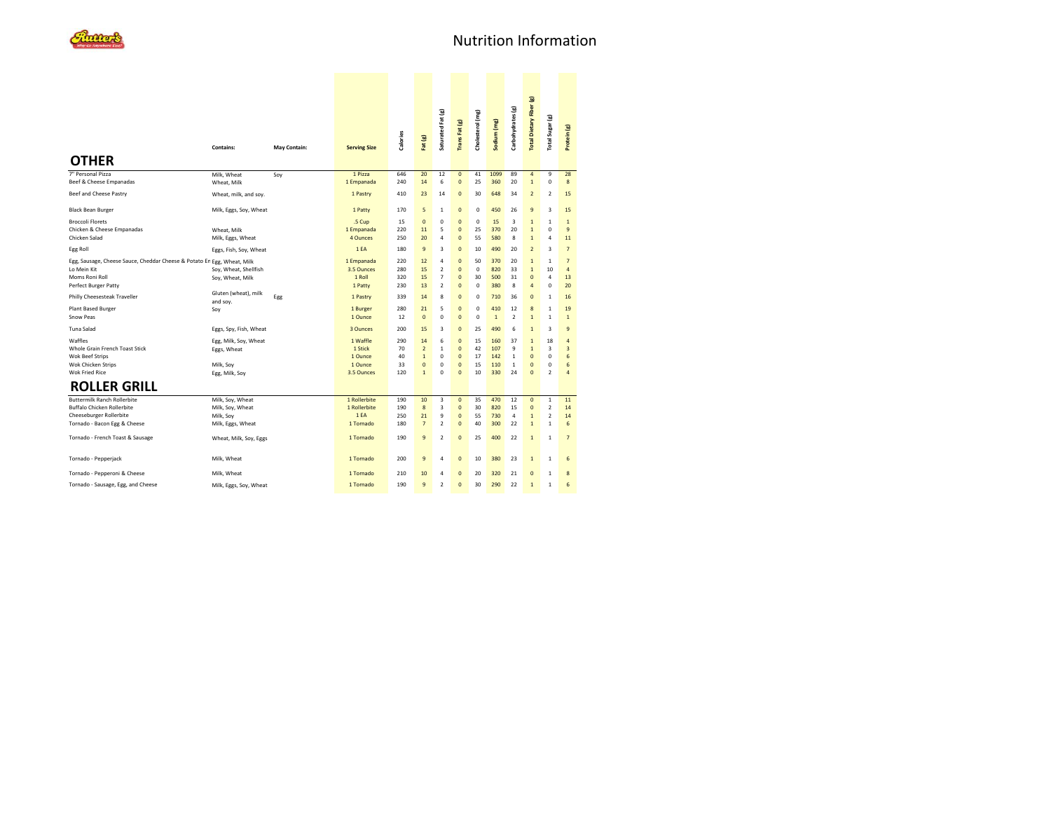# Nutrition Information

## OTHER

| | Contains: | May Contain: | Serving Size | Calories | Fat (g) | Saturated Fat (g) | Trans Fat (g) | Cholesterol (mg) | Sodium (mg) | Carbohydrates (g) | Total Dietary Fiber (g) | Total Sugar (g) | Protein (g) |
|---|---|---|---|---|---|---|---|---|---|---|---|---|---|
| 7" Personal Pizza | Milk, Wheat | Soy | 1 Pizza | 646 | 20 | 12 | 0 | 41 | 1099 | 89 | 4 | 9 | 28 |
| Beef & Cheese Empanadas | Wheat, Milk | | 1 Empanada | 240 | 14 | 6 | 0 | 25 | 360 | 20 | 1 | 0 | 8 |
| Beef and Cheese Pastry | Wheat, milk, and soy. | | 1 Pastry | 410 | 23 | 14 | 0 | 30 | 648 | 34 | 2 | 2 | 15 |
| Black Bean Burger | Milk, Eggs, Soy, Wheat | | 1 Patty | 170 | 5 | 1 | 0 | 0 | 450 | 26 | 9 | 3 | 15 |
| Broccoli Florets | | | .5 Cup | 15 | 0 | 0 | 0 | 0 | 15 | 3 | 1 | 1 | 1 |
| Chicken & Cheese Empanadas | Wheat, Milk | | 1 Empanada | 220 | 11 | 5 | 0 | 25 | 370 | 20 | 1 | 0 | 9 |
| Chicken Salad | Milk, Eggs, Wheat | | 4 Ounces | 250 | 20 | 4 | 0 | 55 | 580 | 8 | 1 | 4 | 11 |
| Egg Roll | Eggs, Fish, Soy, Wheat | | 1 EA | 180 | 9 | 3 | 0 | 10 | 490 | 20 | 2 | 3 | 7 |
| Egg, Sausage, Cheese Sauce, Cheddar Cheese & Potato Em | Egg, Wheat, Milk | | 1 Empanada | 220 | 12 | 4 | 0 | 50 | 370 | 20 | 1 | 1 | 7 |
| Lo Mein Kit | Soy, Wheat, Shellfish | | 3.5 Ounces | 280 | 15 | 2 | 0 | 0 | 820 | 33 | 1 | 10 | 4 |
| Moms Roni Roll | Soy, Wheat, Milk | | 1 Roll | 320 | 15 | 7 | 0 | 30 | 500 | 31 | 0 | 4 | 13 |
| Perfect Burger Patty | | | 1 Patty | 230 | 13 | 2 | 0 | 0 | 380 | 8 | 4 | 0 | 20 |
| Philly Cheesesteak Traveller | Gluten (wheat), milk and soy. | Egg | 1 Pastry | 339 | 14 | 8 | 0 | 0 | 710 | 36 | 0 | 1 | 16 |
| Plant Based Burger | Soy | | 1 Burger | 280 | 21 | 5 | 0 | 0 | 410 | 12 | 8 | 1 | 19 |
| Snow Peas | | | 1 Ounce | 12 | 0 | 0 | 0 | 0 | 1 | 2 | 1 | 1 | 1 |
| Tuna Salad | Eggs, Spy, Fish, Wheat | | 3 Ounces | 200 | 15 | 3 | 0 | 25 | 490 | 6 | 1 | 3 | 9 |
| Waffles | Egg, Milk, Soy, Wheat | | 1 Waffle | 290 | 14 | 6 | 0 | 15 | 160 | 37 | 1 | 18 | 4 |
| Whole Grain French Toast Stick | Eggs, Wheat | | 1 Stick | 70 | 2 | 1 | 0 | 42 | 107 | 9 | 1 | 3 | 3 |
| Wok Beef Strips | | | 1 Ounce | 40 | 1 | 0 | 0 | 17 | 142 | 1 | 0 | 0 | 6 |
| Wok Chicken Strips | Milk, Soy | | 1 Ounce | 33 | 0 | 0 | 0 | 15 | 110 | 1 | 0 | 0 | 6 |
| Wok Fried Rice | Egg, Milk, Soy | | 3.5 Ounces | 120 | 1 | 0 | 0 | 10 | 330 | 24 | 0 | 2 | 4 |

## ROLLER GRILL

| | Contains: | May Contain: | Serving Size | Calories | Fat (g) | Saturated Fat (g) | Trans Fat (g) | Cholesterol (mg) | Sodium (mg) | Carbohydrates (g) | Total Dietary Fiber (g) | Total Sugar (g) | Protein (g) |
|---|---|---|---|---|---|---|---|---|---|---|---|---|---|
| Buttermilk Ranch Rollerbite | Milk, Soy, Wheat | | 1 Rollerbite | 190 | 10 | 3 | 0 | 35 | 470 | 12 | 0 | 1 | 11 |
| Buffalo Chicken Rollerbite | Milk, Soy, Wheat | | 1 Rollerbite | 190 | 8 | 3 | 0 | 30 | 820 | 15 | 0 | 2 | 14 |
| Cheeseburger Rollerbite | Milk, Soy | | 1 EA | 250 | 21 | 9 | 0 | 55 | 730 | 4 | 1 | 2 | 14 |
| Tornado - Bacon Egg & Cheese | Milk, Eggs, Wheat | | 1 Tornado | 180 | 7 | 2 | 0 | 40 | 300 | 22 | 1 | 1 | 6 |
| Tornado - French Toast & Sausage | Wheat, Milk, Soy, Eggs | | 1 Tornado | 190 | 9 | 2 | 0 | 25 | 400 | 22 | 1 | 1 | 7 |
| Tornado - Pepperjack | Milk, Wheat | | 1 Tornado | 200 | 9 | 4 | 0 | 10 | 380 | 23 | 1 | 1 | 6 |
| Tornado - Pepperoni & Cheese | Milk, Wheat | | 1 Tornado | 210 | 10 | 4 | 0 | 20 | 320 | 21 | 0 | 1 | 8 |
| Tornado - Sausage, Egg, and Cheese | Milk, Eggs, Soy, Wheat | | 1 Tornado | 190 | 9 | 2 | 0 | 30 | 290 | 22 | 1 | 1 | 6 |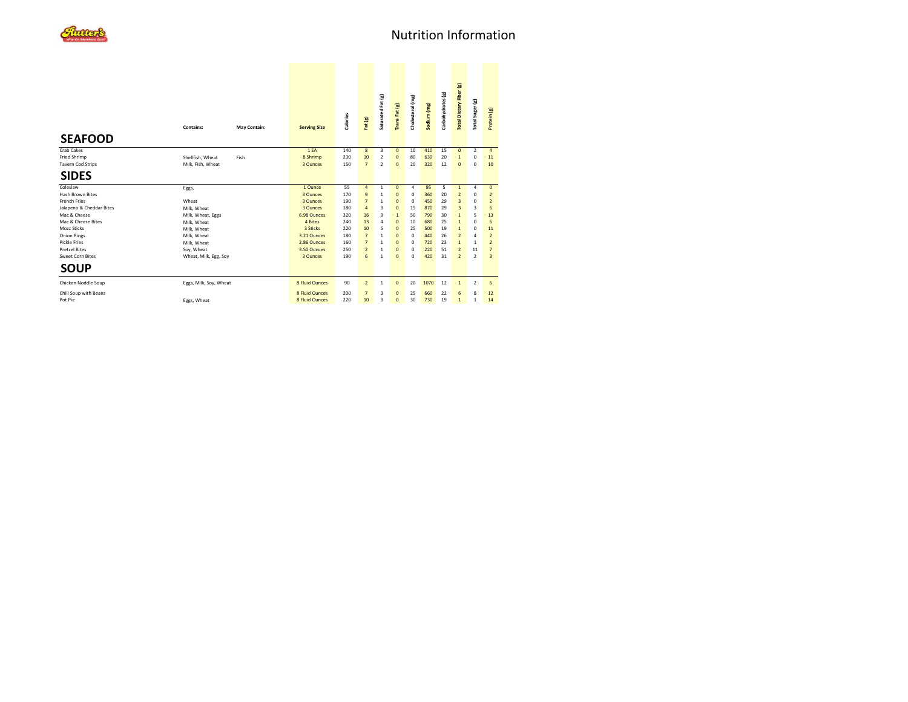# Nutrition Information

| | Contains: | May Contain: | Serving Size | Calories | Fat (g) | Saturated Fat (g) | Trans Fat (g) | Cholesterol (mg) | Sodium (mg) | Carbohydrates (g) | Total Dietary Fiber (g) | Total Sugar (g) | Protein (g) |
|---|---|---|---|---|---|---|---|---|---|---|---|---|---|
| **SEAFOOD** | | | | | | | | | | | | | |
| Crab Cakes | | | 1 EA | 140 | 8 | 3 | 0 | 10 | 410 | 15 | 0 | 2 | 4 |
| Fried Shrimp | Shellfish, Wheat | Fish | 8 Shrimp | 230 | 10 | 2 | 0 | 80 | 630 | 20 | 1 | 0 | 11 |
| Tavern Cod Strips | Milk, Fish, Wheat | | 3 Ounces | 150 | 7 | 2 | 0 | 20 | 320 | 12 | 0 | 0 | 10 |
| **SIDES** | | | | | | | | | | | | | |
| Coleslaw | Eggs, | | 1 Ounce | 55 | 4 | 1 | 0 | 4 | 95 | 5 | 1 | 4 | 0 |
| Hash Brown Bites | | | 3 Ounces | 170 | 9 | 1 | 0 | 0 | 360 | 20 | 2 | 0 | 2 |
| French Fries | Wheat | | 3 Ounces | 190 | 7 | 1 | 0 | 0 | 450 | 29 | 3 | 0 | 2 |
| Jalapeno & Cheddar Bites | Milk, Wheat | | 3 Ounces | 180 | 4 | 3 | 0 | 15 | 870 | 29 | 3 | 3 | 6 |
| Mac & Cheese | Milk, Wheat, Eggs | | 6.98 Ounces | 320 | 16 | 9 | 1 | 50 | 790 | 30 | 1 | 5 | 13 |
| Mac & Cheese Bites | Milk, Wheat | | 4 Bites | 240 | 13 | 4 | 0 | 10 | 680 | 25 | 1 | 0 | 6 |
| Mozz Sticks | Milk, Wheat | | 3 Sticks | 220 | 10 | 5 | 0 | 25 | 500 | 19 | 1 | 0 | 11 |
| Onion Rings | Milk, Wheat | | 3.21 Ounces | 180 | 7 | 1 | 0 | 0 | 440 | 26 | 2 | 4 | 2 |
| Pickle Fries | Milk, Wheat | | 2.86 Ounces | 160 | 7 | 1 | 0 | 0 | 720 | 23 | 1 | 1 | 2 |
| Pretzel Bites | Soy, Wheat | | 3.50 Ounces | 250 | 2 | 1 | 0 | 0 | 220 | 51 | 2 | 11 | 7 |
| Sweet Corn Bites | Wheat, Milk, Soy | | 3 Ounces | 190 | 6 | 1 | 0 | 0 | 420 | 31 | 2 | 2 | 3 |
| **SOUP** | | | | | | | | | | | | | |
| Chicken Noodle Soup | Eggs, Milk, Soy, Wheat | | 8 Fluid Ounces | 90 | 2 | 1 | 0 | 20 | 1070 | 12 | 1 | 2 | 6 |
| Chili Soup with Beans | | | 8 Fluid Ounces | 200 | 7 | 3 | 0 | 25 | 660 | 22 | 6 | 8 | 12 |
| Pot Pie | Eggs, Wheat | | 8 Fluid Ounces | 220 | 10 | 3 | 0 | 30 | 730 | 19 | 1 | 1 | 14 |